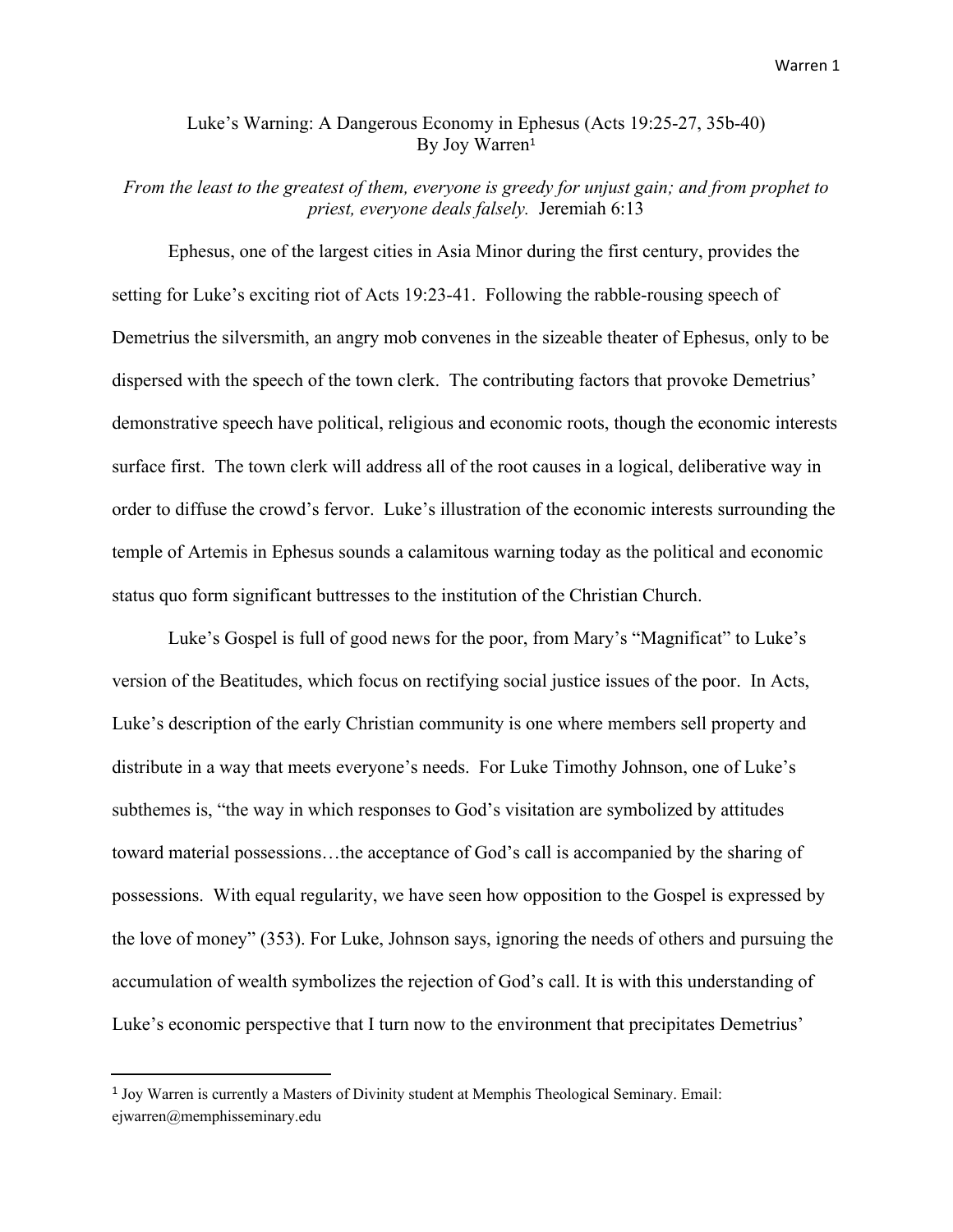# Luke's Warning: A Dangerous Economy in Ephesus (Acts 19:25-27, 35b-40)

By Joy Warren[1]

*From the least to the greatest of them, everyone is greedy for unjust gain; and from prophet to priest, everyone deals falsely.* Jeremiah 6:13

Ephesus, one of the largest cities in Asia Minor during the first century, provides the setting for Luke's exciting riot of Acts 19:23-41. Following the rabble-rousing speech of Demetrius the silversmith, an angry mob convenes in the sizeable theater of Ephesus, only to be dispersed with the speech of the town clerk. The contributing factors that provoke Demetrius' demonstrative speech have political, religious and economic roots, though the economic interests surface first. The town clerk will address all of the root causes in a logical, deliberative way in order to diffuse the crowd's fervor. Luke's illustration of the economic interests surrounding the temple of Artemis in Ephesus sounds a calamitous warning today as the political and economic status quo form significant buttresses to the institution of the Christian Church.

Luke's Gospel is full of good news for the poor, from Mary's "Magnificat" to Luke's version of the Beatitudes, which focus on rectifying social justice issues of the poor. In Acts, Luke's description of the early Christian community is one where members sell property and distribute in a way that meets everyone's needs. For Luke Timothy Johnson, one of Luke's subthemes is, "the way in which responses to God's visitation are symbolized by attitudes toward material possessions…the acceptance of God's call is accompanied by the sharing of possessions. With equal regularity, we have seen how opposition to the Gospel is expressed by the love of money" (353). For Luke, Johnson says, ignoring the needs of others and pursuing the accumulation of wealth symbolizes the rejection of God's call. It is with this understanding of Luke's economic perspective that I turn now to the environment that precipitates Demetrius'

---

[1] Joy Warren is currently a Masters of Divinity student at Memphis Theological Seminary. Email: ejwarren@memphisseminary.edu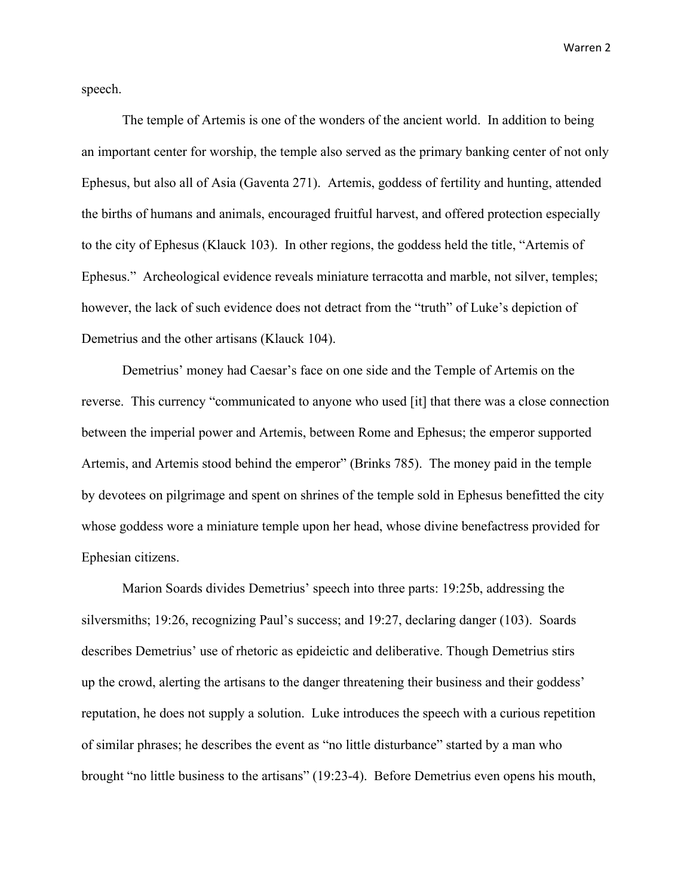speech.

The temple of Artemis is one of the wonders of the ancient world. In addition to being an important center for worship, the temple also served as the primary banking center of not only Ephesus, but also all of Asia (Gaventa 271). Artemis, goddess of fertility and hunting, attended the births of humans and animals, encouraged fruitful harvest, and offered protection especially to the city of Ephesus (Klauck 103). In other regions, the goddess held the title, "Artemis of Ephesus." Archeological evidence reveals miniature terracotta and marble, not silver, temples; however, the lack of such evidence does not detract from the "truth" of Luke's depiction of Demetrius and the other artisans (Klauck 104).

Demetrius' money had Caesar's face on one side and the Temple of Artemis on the reverse. This currency "communicated to anyone who used [it] that there was a close connection between the imperial power and Artemis, between Rome and Ephesus; the emperor supported Artemis, and Artemis stood behind the emperor" (Brinks 785). The money paid in the temple by devotees on pilgrimage and spent on shrines of the temple sold in Ephesus benefitted the city whose goddess wore a miniature temple upon her head, whose divine benefactress provided for Ephesian citizens.

Marion Soards divides Demetrius' speech into three parts: 19:25b, addressing the silversmiths; 19:26, recognizing Paul's success; and 19:27, declaring danger (103). Soards describes Demetrius' use of rhetoric as epideictic and deliberative. Though Demetrius stirs up the crowd, alerting the artisans to the danger threatening their business and their goddess' reputation, he does not supply a solution. Luke introduces the speech with a curious repetition of similar phrases; he describes the event as "no little disturbance" started by a man who brought "no little business to the artisans" (19:23-4). Before Demetrius even opens his mouth,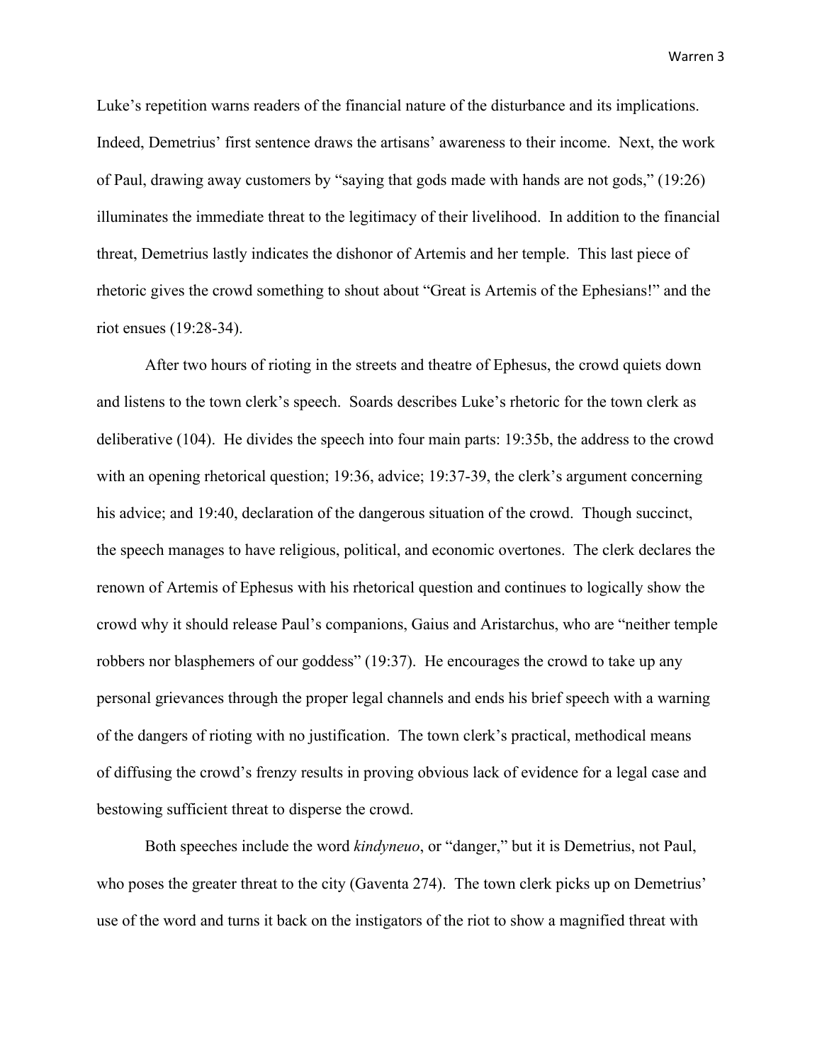Luke's repetition warns readers of the financial nature of the disturbance and its implications. Indeed, Demetrius' first sentence draws the artisans' awareness to their income. Next, the work of Paul, drawing away customers by "saying that gods made with hands are not gods," (19:26) illuminates the immediate threat to the legitimacy of their livelihood. In addition to the financial threat, Demetrius lastly indicates the dishonor of Artemis and her temple. This last piece of rhetoric gives the crowd something to shout about "Great is Artemis of the Ephesians!" and the riot ensues (19:28-34).

After two hours of rioting in the streets and theatre of Ephesus, the crowd quiets down and listens to the town clerk's speech. Soards describes Luke's rhetoric for the town clerk as deliberative (104). He divides the speech into four main parts: 19:35b, the address to the crowd with an opening rhetorical question; 19:36, advice; 19:37-39, the clerk's argument concerning his advice; and 19:40, declaration of the dangerous situation of the crowd. Though succinct, the speech manages to have religious, political, and economic overtones. The clerk declares the renown of Artemis of Ephesus with his rhetorical question and continues to logically show the crowd why it should release Paul's companions, Gaius and Aristarchus, who are "neither temple robbers nor blasphemers of our goddess" (19:37). He encourages the crowd to take up any personal grievances through the proper legal channels and ends his brief speech with a warning of the dangers of rioting with no justification. The town clerk's practical, methodical means of diffusing the crowd's frenzy results in proving obvious lack of evidence for a legal case and bestowing sufficient threat to disperse the crowd.

Both speeches include the word *kindyneuo*, or "danger," but it is Demetrius, not Paul, who poses the greater threat to the city (Gaventa 274). The town clerk picks up on Demetrius' use of the word and turns it back on the instigators of the riot to show a magnified threat with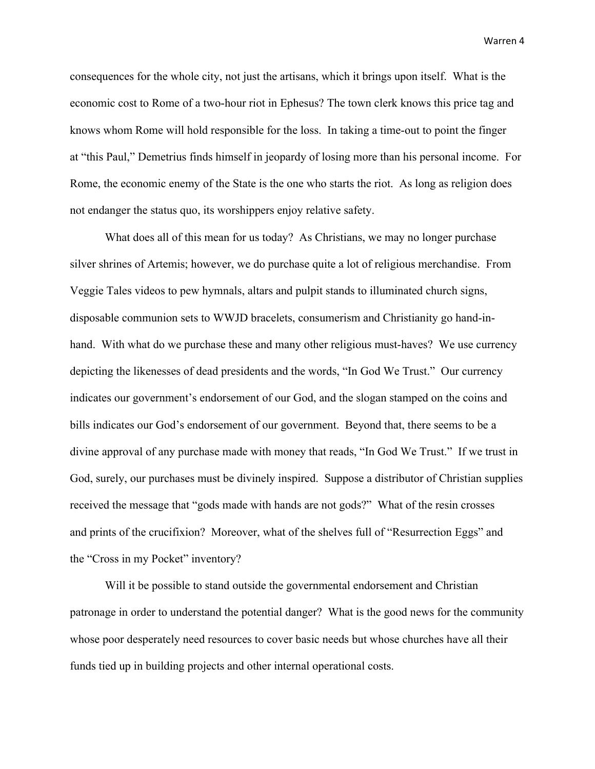consequences for the whole city, not just the artisans, which it brings upon itself. What is the economic cost to Rome of a two-hour riot in Ephesus? The town clerk knows this price tag and knows whom Rome will hold responsible for the loss. In taking a time-out to point the finger at "this Paul," Demetrius finds himself in jeopardy of losing more than his personal income. For Rome, the economic enemy of the State is the one who starts the riot. As long as religion does not endanger the status quo, its worshippers enjoy relative safety.

What does all of this mean for us today? As Christians, we may no longer purchase silver shrines of Artemis; however, we do purchase quite a lot of religious merchandise. From Veggie Tales videos to pew hymnals, altars and pulpit stands to illuminated church signs, disposable communion sets to WWJD bracelets, consumerism and Christianity go hand-in-hand. With what do we purchase these and many other religious must-haves? We use currency depicting the likenesses of dead presidents and the words, "In God We Trust." Our currency indicates our government's endorsement of our God, and the slogan stamped on the coins and bills indicates our God's endorsement of our government. Beyond that, there seems to be a divine approval of any purchase made with money that reads, "In God We Trust." If we trust in God, surely, our purchases must be divinely inspired. Suppose a distributor of Christian supplies received the message that "gods made with hands are not gods?" What of the resin crosses and prints of the crucifixion? Moreover, what of the shelves full of "Resurrection Eggs" and the "Cross in my Pocket" inventory?

Will it be possible to stand outside the governmental endorsement and Christian patronage in order to understand the potential danger? What is the good news for the community whose poor desperately need resources to cover basic needs but whose churches have all their funds tied up in building projects and other internal operational costs.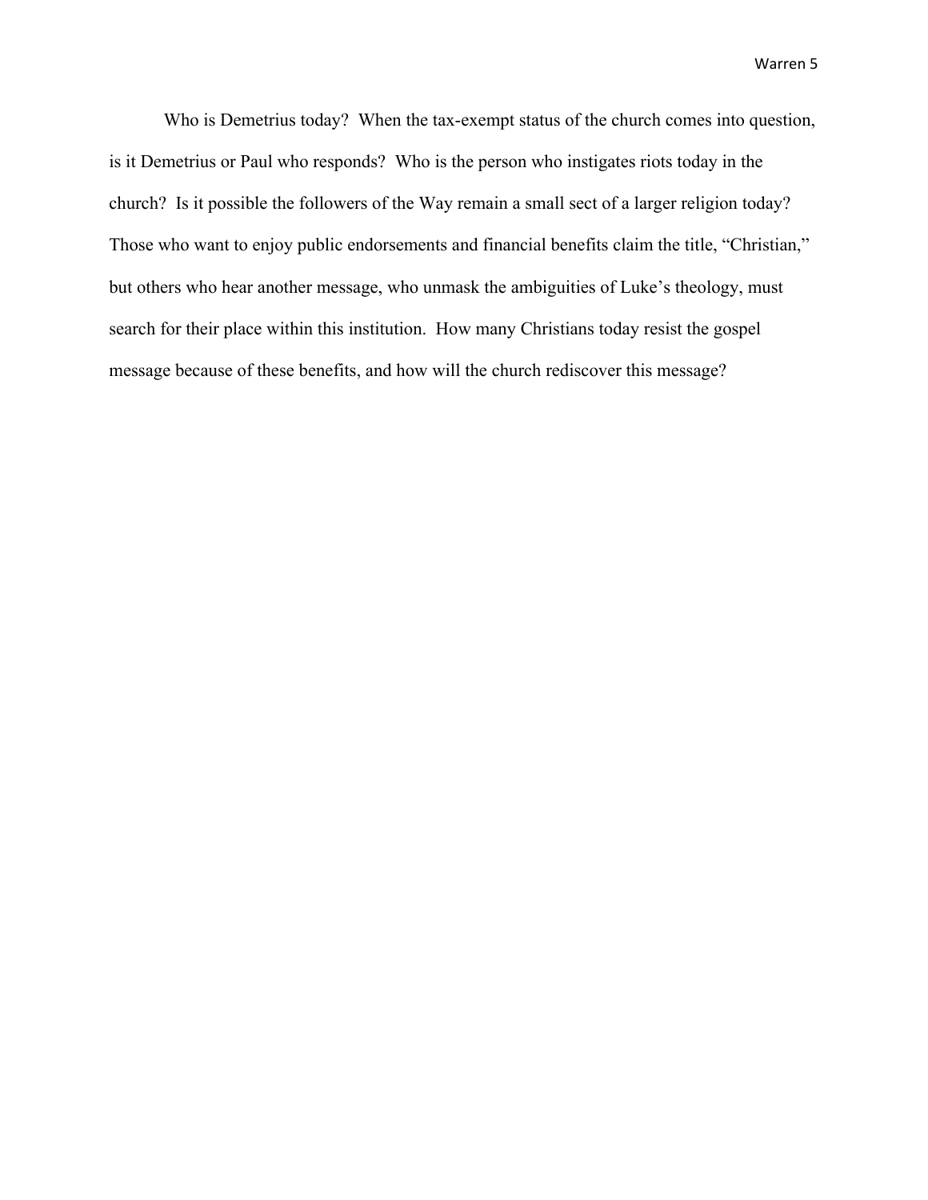Who is Demetrius today? When the tax-exempt status of the church comes into question, is it Demetrius or Paul who responds? Who is the person who instigates riots today in the church? Is it possible the followers of the Way remain a small sect of a larger religion today? Those who want to enjoy public endorsements and financial benefits claim the title, "Christian," but others who hear another message, who unmask the ambiguities of Luke's theology, must search for their place within this institution. How many Christians today resist the gospel message because of these benefits, and how will the church rediscover this message?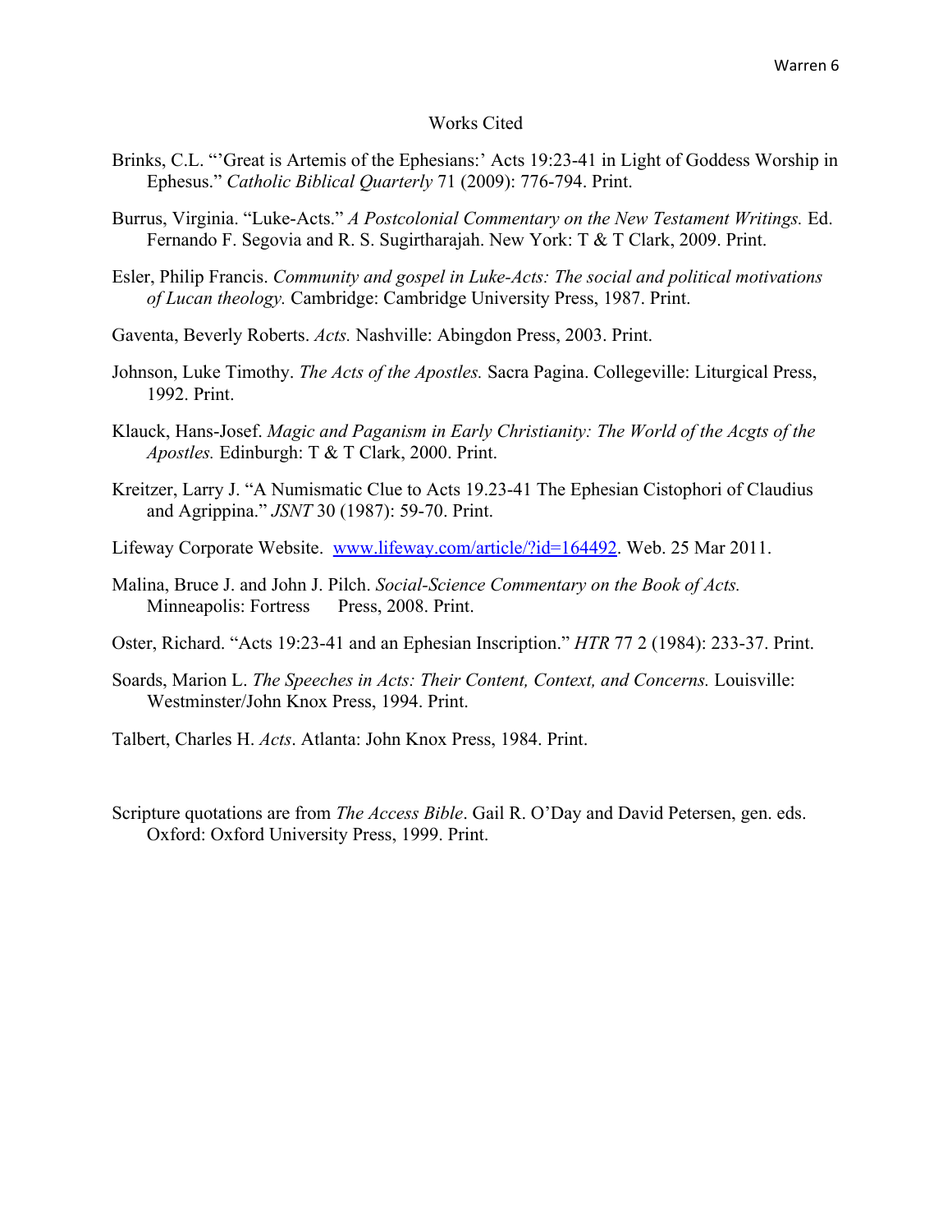# Works Cited

Brinks, C.L. "'Great is Artemis of the Ephesians:' Acts 19:23-41 in Light of Goddess Worship in Ephesus." *Catholic Biblical Quarterly* 71 (2009): 776-794. Print.

Burrus, Virginia. "Luke-Acts." *A Postcolonial Commentary on the New Testament Writings.* Ed. Fernando F. Segovia and R. S. Sugirtharajah. New York: T & T Clark, 2009. Print.

Esler, Philip Francis. *Community and gospel in Luke-Acts: The social and political motivations of Lucan theology.* Cambridge: Cambridge University Press, 1987. Print.

Gaventa, Beverly Roberts. *Acts.* Nashville: Abingdon Press, 2003. Print.

Johnson, Luke Timothy. *The Acts of the Apostles.* Sacra Pagina. Collegeville: Liturgical Press, 1992. Print.

Klauck, Hans-Josef. *Magic and Paganism in Early Christianity: The World of the Acgts of the Apostles.* Edinburgh: T & T Clark, 2000. Print.

Kreitzer, Larry J. "A Numismatic Clue to Acts 19.23-41 The Ephesian Cistophori of Claudius and Agrippina." *JSNT* 30 (1987): 59-70. Print.

Lifeway Corporate Website. www.lifeway.com/article/?id=164492. Web. 25 Mar 2011.

Malina, Bruce J. and John J. Pilch. *Social-Science Commentary on the Book of Acts.* Minneapolis: Fortress Press, 2008. Print.

Oster, Richard. "Acts 19:23-41 and an Ephesian Inscription." *HTR* 77 2 (1984): 233-37. Print.

Soards, Marion L. *The Speeches in Acts: Their Content, Context, and Concerns.* Louisville: Westminster/John Knox Press, 1994. Print.

Talbert, Charles H. *Acts*. Atlanta: John Knox Press, 1984. Print.

Scripture quotations are from *The Access Bible*. Gail R. O'Day and David Petersen, gen. eds. Oxford: Oxford University Press, 1999. Print.